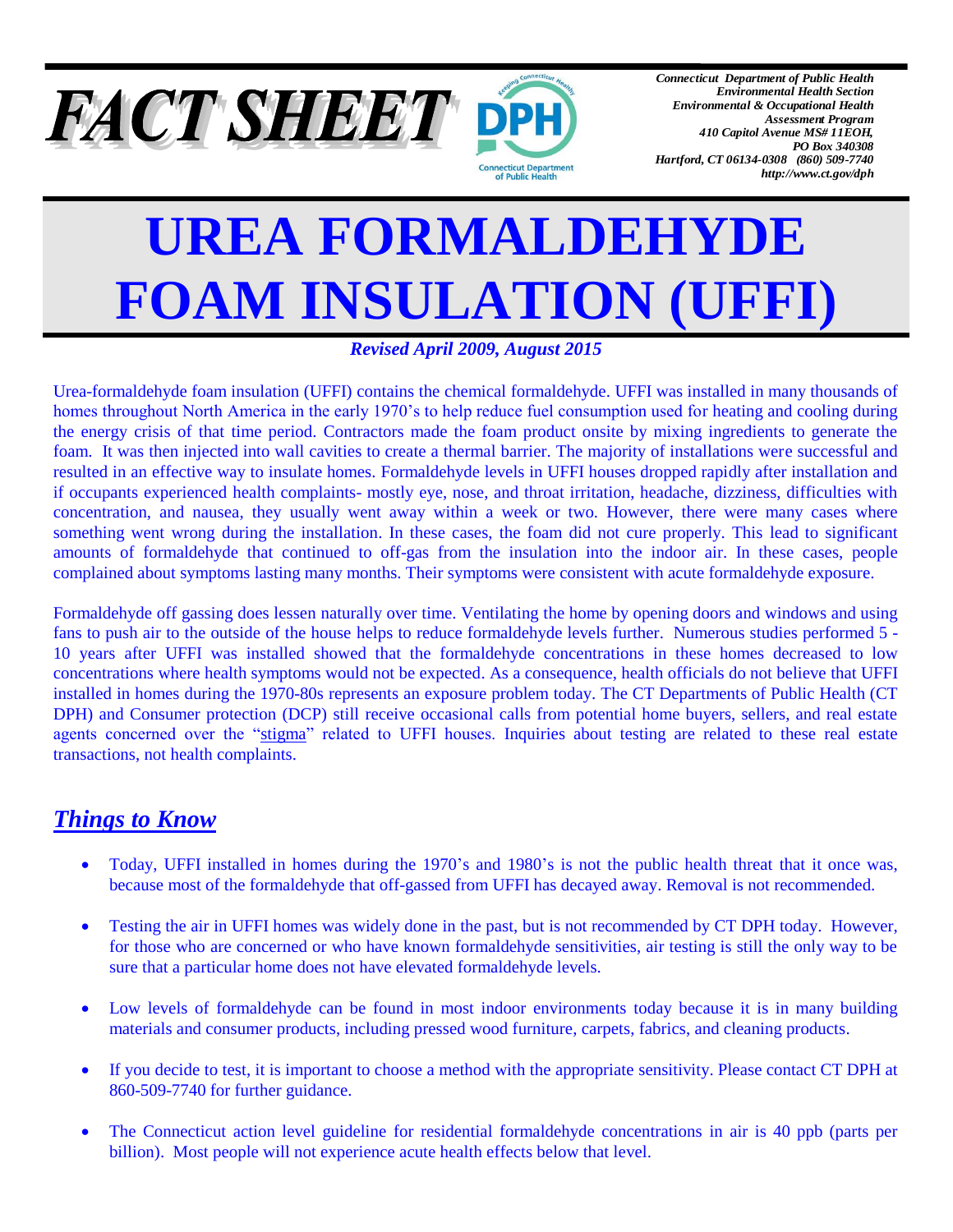**FACT SHEET**

*Connecticut Department of Public Health*
*Environmental Health Section*
*Environmental & Occupational Health Assessment Program*
*410 Capitol Avenue MS# 11EOH,*
*PO Box 340308*
*Hartford, CT 06134-0308 (860) 509-7740*
*http://www.ct.gov/dph*

# UREA FORMALDEHYDE FOAM INSULATION (UFFI)

***Revised April 2009, August 2015***

Urea-formaldehyde foam insulation (UFFI) contains the chemical formaldehyde. UFFI was installed in many thousands of homes throughout North America in the early 1970's to help reduce fuel consumption used for heating and cooling during the energy crisis of that time period. Contractors made the foam product onsite by mixing ingredients to generate the foam. It was then injected into wall cavities to create a thermal barrier. The majority of installations were successful and resulted in an effective way to insulate homes. Formaldehyde levels in UFFI houses dropped rapidly after installation and if occupants experienced health complaints- mostly eye, nose, and throat irritation, headache, dizziness, difficulties with concentration, and nausea, they usually went away within a week or two. However, there were many cases where something went wrong during the installation. In these cases, the foam did not cure properly. This lead to significant amounts of formaldehyde that continued to off-gas from the insulation into the indoor air. In these cases, people complained about symptoms lasting many months. Their symptoms were consistent with acute formaldehyde exposure.

Formaldehyde off gassing does lessen naturally over time. Ventilating the home by opening doors and windows and using fans to push air to the outside of the house helps to reduce formaldehyde levels further. Numerous studies performed 5 - 10 years after UFFI was installed showed that the formaldehyde concentrations in these homes decreased to low concentrations where health symptoms would not be expected. As a consequence, health officials do not believe that UFFI installed in homes during the 1970-80s represents an exposure problem today. The CT Departments of Public Health (CT DPH) and Consumer protection (DCP) still receive occasional calls from potential home buyers, sellers, and real estate agents concerned over the "stigma" related to UFFI houses. Inquiries about testing are related to these real estate transactions, not health complaints.

## ***Things to Know***

- Today, UFFI installed in homes during the 1970's and 1980's is not the public health threat that it once was, because most of the formaldehyde that off-gassed from UFFI has decayed away. Removal is not recommended.
- Testing the air in UFFI homes was widely done in the past, but is not recommended by CT DPH today. However, for those who are concerned or who have known formaldehyde sensitivities, air testing is still the only way to be sure that a particular home does not have elevated formaldehyde levels.
- Low levels of formaldehyde can be found in most indoor environments today because it is in many building materials and consumer products, including pressed wood furniture, carpets, fabrics, and cleaning products.
- If you decide to test, it is important to choose a method with the appropriate sensitivity. Please contact CT DPH at 860-509-7740 for further guidance.
- The Connecticut action level guideline for residential formaldehyde concentrations in air is 40 ppb (parts per billion). Most people will not experience acute health effects below that level.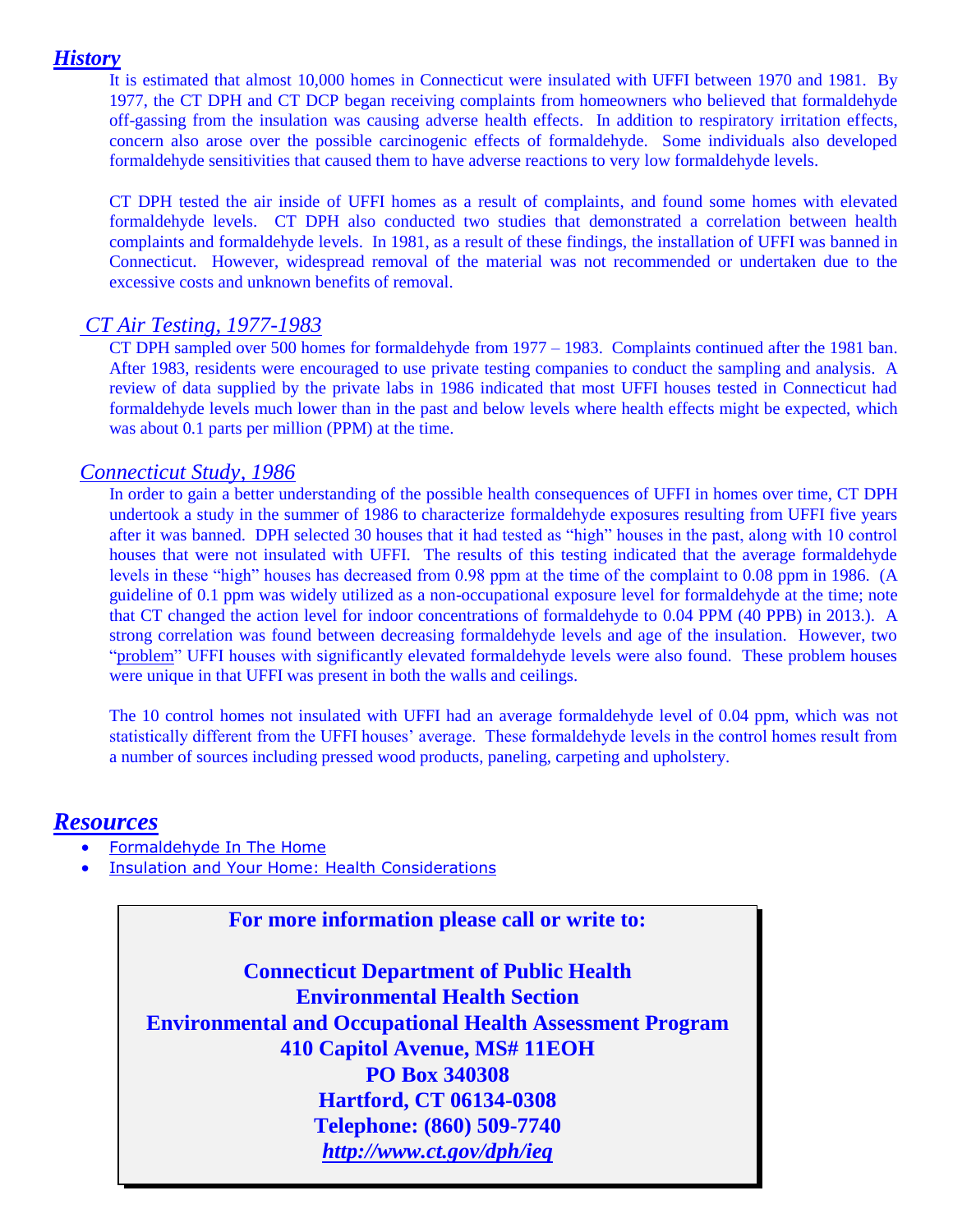## *History*

It is estimated that almost 10,000 homes in Connecticut were insulated with UFFI between 1970 and 1981. By 1977, the CT DPH and CT DCP began receiving complaints from homeowners who believed that formaldehyde off-gassing from the insulation was causing adverse health effects. In addition to respiratory irritation effects, concern also arose over the possible carcinogenic effects of formaldehyde. Some individuals also developed formaldehyde sensitivities that caused them to have adverse reactions to very low formaldehyde levels.

CT DPH tested the air inside of UFFI homes as a result of complaints, and found some homes with elevated formaldehyde levels. CT DPH also conducted two studies that demonstrated a correlation between health complaints and formaldehyde levels. In 1981, as a result of these findings, the installation of UFFI was banned in Connecticut. However, widespread removal of the material was not recommended or undertaken due to the excessive costs and unknown benefits of removal.

### *CT Air Testing, 1977-1983*

CT DPH sampled over 500 homes for formaldehyde from 1977 – 1983. Complaints continued after the 1981 ban. After 1983, residents were encouraged to use private testing companies to conduct the sampling and analysis. A review of data supplied by the private labs in 1986 indicated that most UFFI houses tested in Connecticut had formaldehyde levels much lower than in the past and below levels where health effects might be expected, which was about 0.1 parts per million (PPM) at the time.

### *Connecticut Study, 1986*

In order to gain a better understanding of the possible health consequences of UFFI in homes over time, CT DPH undertook a study in the summer of 1986 to characterize formaldehyde exposures resulting from UFFI five years after it was banned. DPH selected 30 houses that it had tested as "high" houses in the past, along with 10 control houses that were not insulated with UFFI. The results of this testing indicated that the average formaldehyde levels in these "high" houses has decreased from 0.98 ppm at the time of the complaint to 0.08 ppm in 1986. (A guideline of 0.1 ppm was widely utilized as a non-occupational exposure level for formaldehyde at the time; note that CT changed the action level for indoor concentrations of formaldehyde to 0.04 PPM (40 PPB) in 2013.). A strong correlation was found between decreasing formaldehyde levels and age of the insulation. However, two "problem" UFFI houses with significantly elevated formaldehyde levels were also found. These problem houses were unique in that UFFI was present in both the walls and ceilings.

The 10 control homes not insulated with UFFI had an average formaldehyde level of 0.04 ppm, which was not statistically different from the UFFI houses' average. These formaldehyde levels in the control homes result from a number of sources including pressed wood products, paneling, carpeting and upholstery.

## *Resources*

- Formaldehyde In The Home
- Insulation and Your Home: Health Considerations

**For more information please call or write to:**

**Connecticut Department of Public Health**
**Environmental Health Section**
**Environmental and Occupational Health Assessment Program**
**410 Capitol Avenue, MS# 11EOH**
**PO Box 340308**
**Hartford, CT 06134-0308**
**Telephone: (860) 509-7740**
***http://www.ct.gov/dph/ieq***